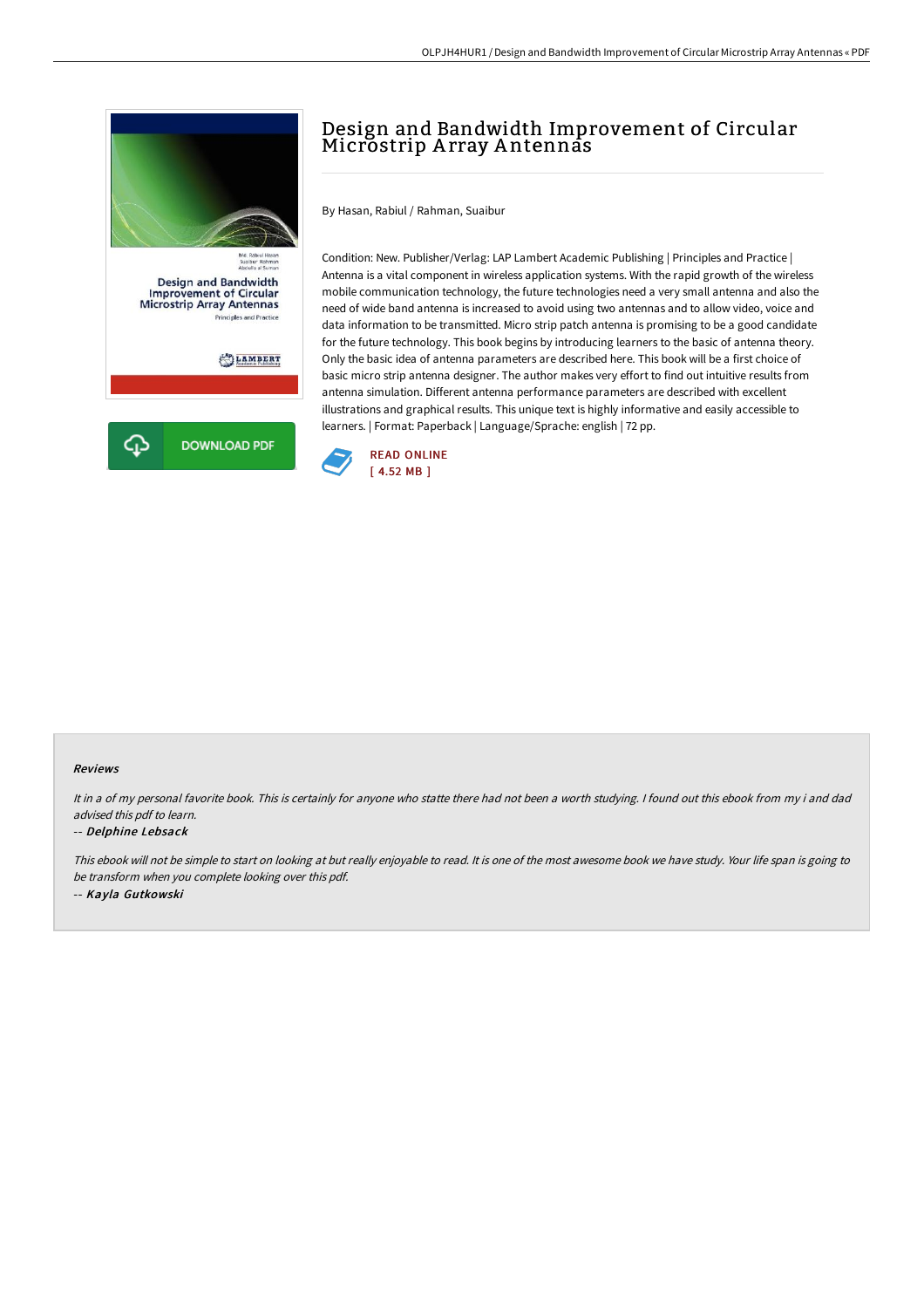# Design and Bandwidth Improvement of Circular Microstrip Array Antennas

By Hasan, Rabiul / Rahman, Suaibur

Condition: New. Publisher/Verlag: LAP Lambert Academic Publishing | Principles and Practice | Antenna is a vital component in wireless application systems. With the rapid growth of the wireless mobile communication technology, the future technologies need a very small antenna and also the need of wide band antenna is increased to avoid using two antennas and to allow video, voice and data information to be transmitted. Micro strip patch antenna is promising to be a good candidate for the future technology. This book begins by introducing learners to the basic of antenna theory. Only the basic idea of antenna parameters are described here. This book will be a first choice of basic micro strip antenna designer. The author makes very effort to find out intuitive results from antenna simulation. Different antenna performance parameters are described with excellent illustrations and graphical results. This unique text is highly informative and easily accessible to learners. | Format: Paperback | Language/Sprache: english | 72 pp.

DOWNLOAD PDF

READ ONLINE
[ 4.52 MB ]

#### Reviews

*It in a of my personal favorite book. This is certainly for anyone who statte there had not been a worth studying. I found out this ebook from my i and dad advised this pdf to learn.*

-- ***Delphine Lebsack***

*This ebook will not be simple to start on looking at but really enjoyable to read. It is one of the most awesome book we have study. Your life span is going to be transform when you complete looking over this pdf.*

-- ***Kayla Gutkowski***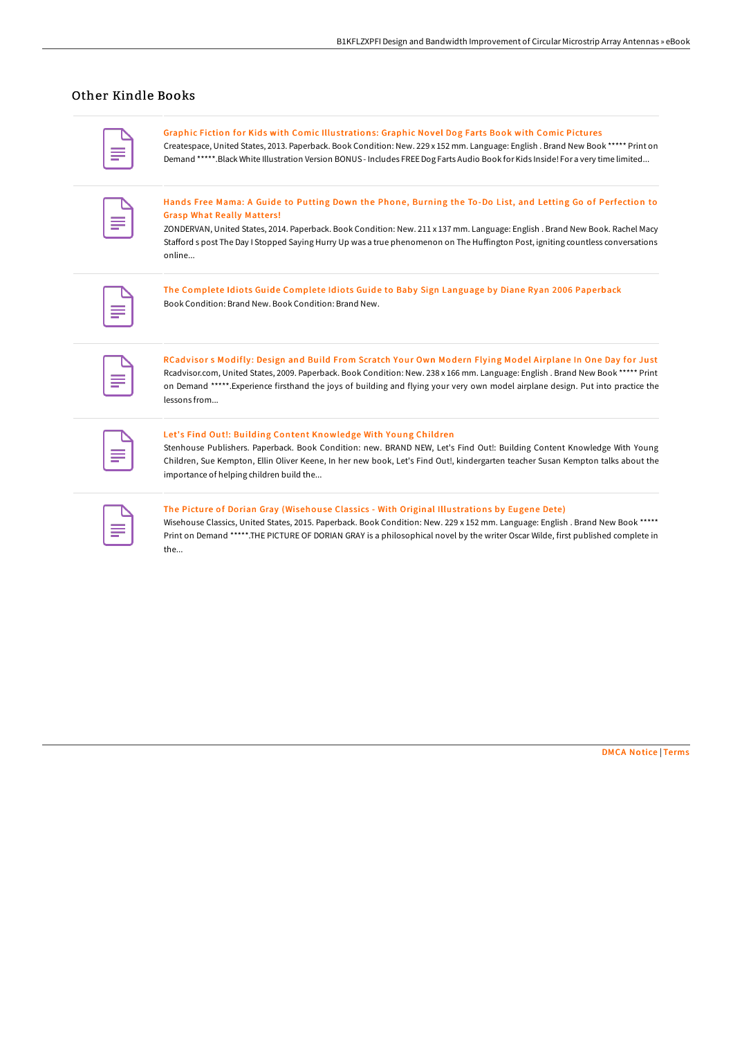## Other Kindle Books

**Graphic Fiction for Kids with Comic Illustrations: Graphic Novel Dog Farts Book with Comic Pictures**

Createspace, United States, 2013. Paperback. Book Condition: New. 229 x 152 mm. Language: English . Brand New Book ***** Print on Demand *****.Black White Illustration Version BONUS - Includes FREE Dog Farts Audio Book for Kids Inside! For a very time limited...

**Hands Free Mama: A Guide to Putting Down the Phone, Burning the To-Do List, and Letting Go of Perfection to Grasp What Really Matters!**

ZONDERVAN, United States, 2014. Paperback. Book Condition: New. 211 x 137 mm. Language: English . Brand New Book. Rachel Macy Stafford s post The Day I Stopped Saying Hurry Up was a true phenomenon on The Huffington Post, igniting countless conversations online...

**The Complete Idiots Guide Complete Idiots Guide to Baby Sign Language by Diane Ryan 2006 Paperback**

Book Condition: Brand New. Book Condition: Brand New.

**RCadvisor s Modifly: Design and Build From Scratch Your Own Modern Flying Model Airplane In One Day for Just**

Rcadvisor.com, United States, 2009. Paperback. Book Condition: New. 238 x 166 mm. Language: English . Brand New Book ***** Print on Demand *****.Experience firsthand the joys of building and flying your very own model airplane design. Put into practice the lessons from...

**Let's Find Out!: Building Content Knowledge With Young Children**

Stenhouse Publishers. Paperback. Book Condition: new. BRAND NEW, Let's Find Out!: Building Content Knowledge With Young Children, Sue Kempton, Ellin Oliver Keene, In her new book, Let's Find Out!, kindergarten teacher Susan Kempton talks about the importance of helping children build the...

**The Picture of Dorian Gray (Wisehouse Classics - With Original Illustrations by Eugene Dete)**

Wisehouse Classics, United States, 2015. Paperback. Book Condition: New. 229 x 152 mm. Language: English . Brand New Book ***** Print on Demand *****.THE PICTURE OF DORIAN GRAY is a philosophical novel by the writer Oscar Wilde, first published complete in the...

DMCA Notice | Terms